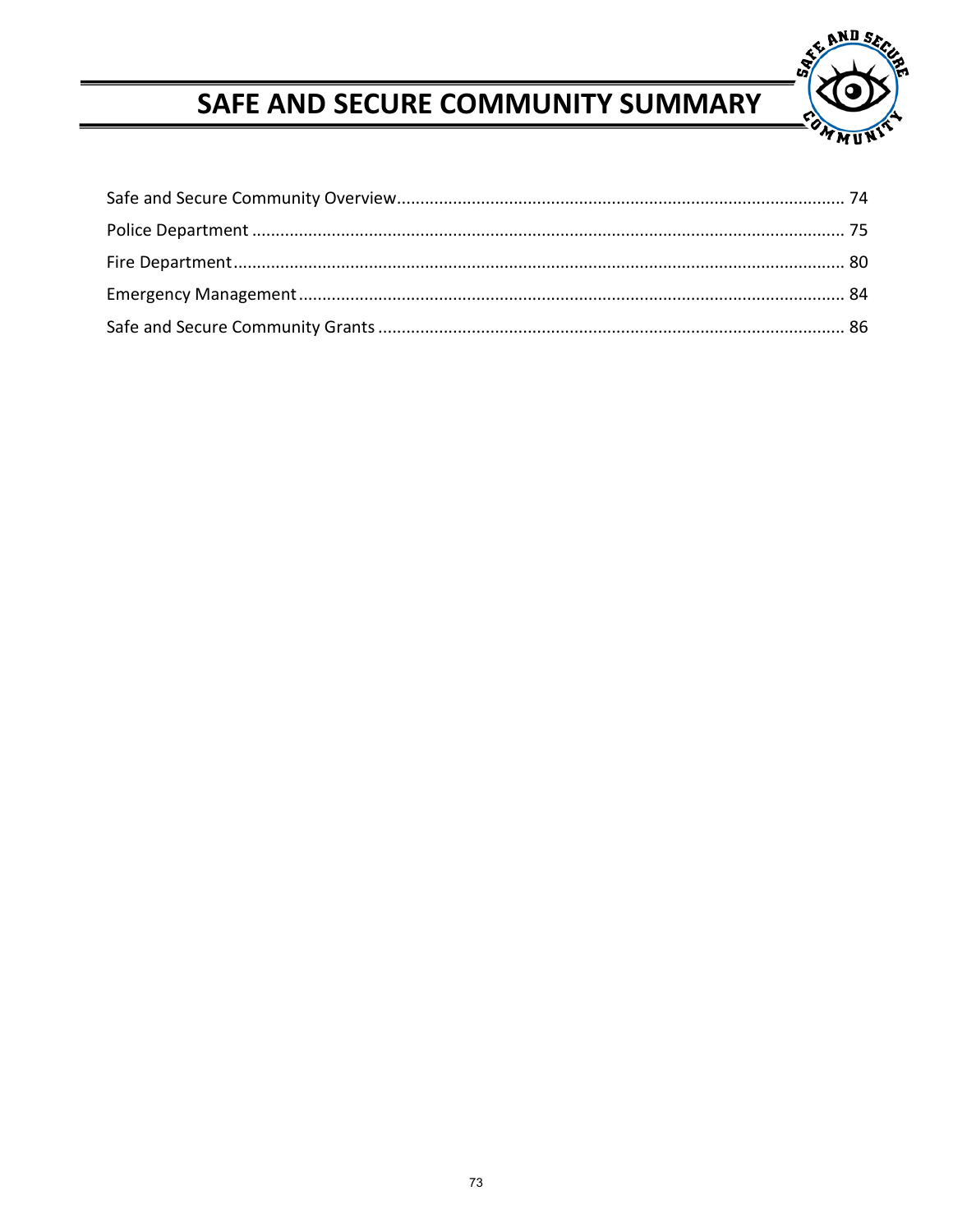# SAFE AND SECURE COMMUNITY SUMMARY

Safe and Secure Community Overview ........................................................................................... 74
Police Department ........................................................................................................................ 75
Fire Department ............................................................................................................................ 80
Emergency Management ............................................................................................................... 84
Safe and Secure Community Grants .............................................................................................. 86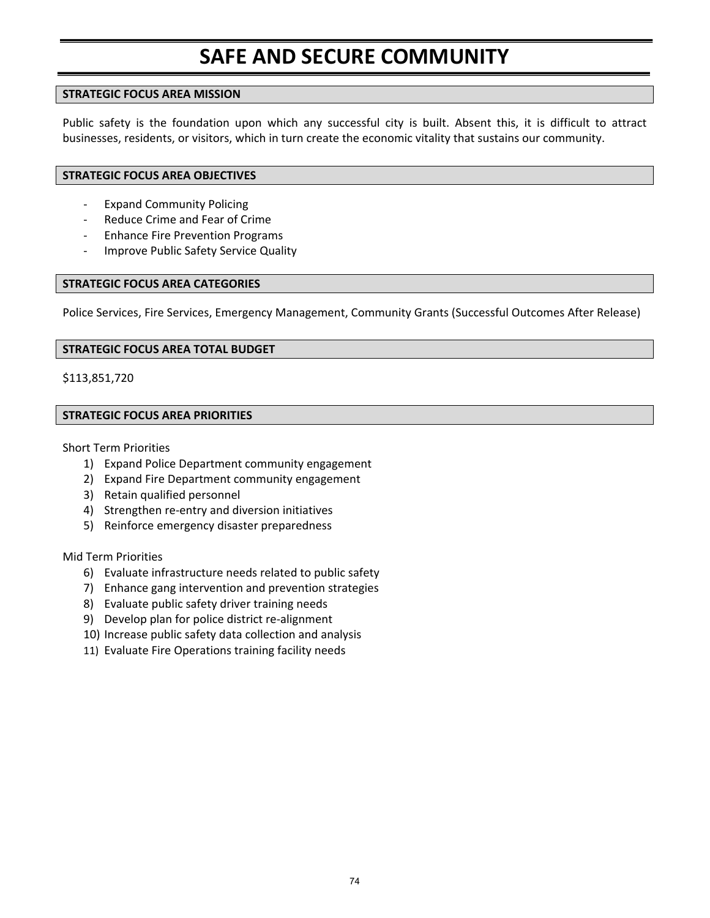# SAFE AND SECURE COMMUNITY

## STRATEGIC FOCUS AREA MISSION

Public safety is the foundation upon which any successful city is built. Absent this, it is difficult to attract businesses, residents, or visitors, which in turn create the economic vitality that sustains our community.

## STRATEGIC FOCUS AREA OBJECTIVES

- Expand Community Policing
- Reduce Crime and Fear of Crime
- Enhance Fire Prevention Programs
- Improve Public Safety Service Quality

## STRATEGIC FOCUS AREA CATEGORIES

Police Services, Fire Services, Emergency Management, Community Grants (Successful Outcomes After Release)

## STRATEGIC FOCUS AREA TOTAL BUDGET

$113,851,720

## STRATEGIC FOCUS AREA PRIORITIES

Short Term Priorities

1) Expand Police Department community engagement
2) Expand Fire Department community engagement
3) Retain qualified personnel
4) Strengthen re-entry and diversion initiatives
5) Reinforce emergency disaster preparedness

Mid Term Priorities

6) Evaluate infrastructure needs related to public safety
7) Enhance gang intervention and prevention strategies
8) Evaluate public safety driver training needs
9) Develop plan for police district re-alignment
10) Increase public safety data collection and analysis
11) Evaluate Fire Operations training facility needs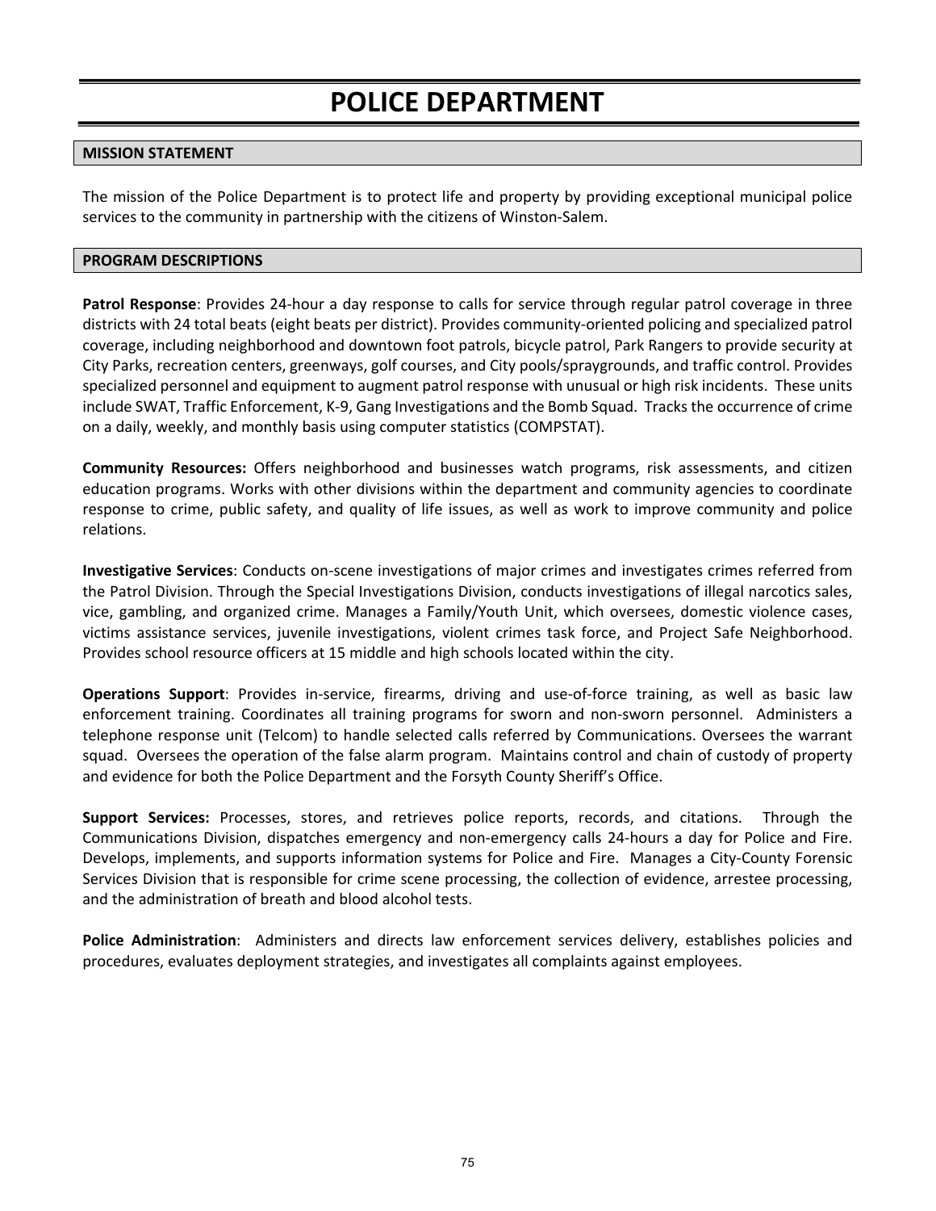# POLICE DEPARTMENT

## MISSION STATEMENT

The mission of the Police Department is to protect life and property by providing exceptional municipal police services to the community in partnership with the citizens of Winston-Salem.

## PROGRAM DESCRIPTIONS

**Patrol Response**: Provides 24-hour a day response to calls for service through regular patrol coverage in three districts with 24 total beats (eight beats per district). Provides community-oriented policing and specialized patrol coverage, including neighborhood and downtown foot patrols, bicycle patrol, Park Rangers to provide security at City Parks, recreation centers, greenways, golf courses, and City pools/spraygrounds, and traffic control. Provides specialized personnel and equipment to augment patrol response with unusual or high risk incidents. These units include SWAT, Traffic Enforcement, K-9, Gang Investigations and the Bomb Squad. Tracks the occurrence of crime on a daily, weekly, and monthly basis using computer statistics (COMPSTAT).

**Community Resources:** Offers neighborhood and businesses watch programs, risk assessments, and citizen education programs. Works with other divisions within the department and community agencies to coordinate response to crime, public safety, and quality of life issues, as well as work to improve community and police relations.

**Investigative Services**: Conducts on-scene investigations of major crimes and investigates crimes referred from the Patrol Division. Through the Special Investigations Division, conducts investigations of illegal narcotics sales, vice, gambling, and organized crime. Manages a Family/Youth Unit, which oversees, domestic violence cases, victims assistance services, juvenile investigations, violent crimes task force, and Project Safe Neighborhood. Provides school resource officers at 15 middle and high schools located within the city.

**Operations Support**: Provides in-service, firearms, driving and use-of-force training, as well as basic law enforcement training. Coordinates all training programs for sworn and non-sworn personnel. Administers a telephone response unit (Telcom) to handle selected calls referred by Communications. Oversees the warrant squad. Oversees the operation of the false alarm program. Maintains control and chain of custody of property and evidence for both the Police Department and the Forsyth County Sheriff's Office.

**Support Services:** Processes, stores, and retrieves police reports, records, and citations. Through the Communications Division, dispatches emergency and non-emergency calls 24-hours a day for Police and Fire. Develops, implements, and supports information systems for Police and Fire. Manages a City-County Forensic Services Division that is responsible for crime scene processing, the collection of evidence, arrestee processing, and the administration of breath and blood alcohol tests.

**Police Administration**: Administers and directs law enforcement services delivery, establishes policies and procedures, evaluates deployment strategies, and investigates all complaints against employees.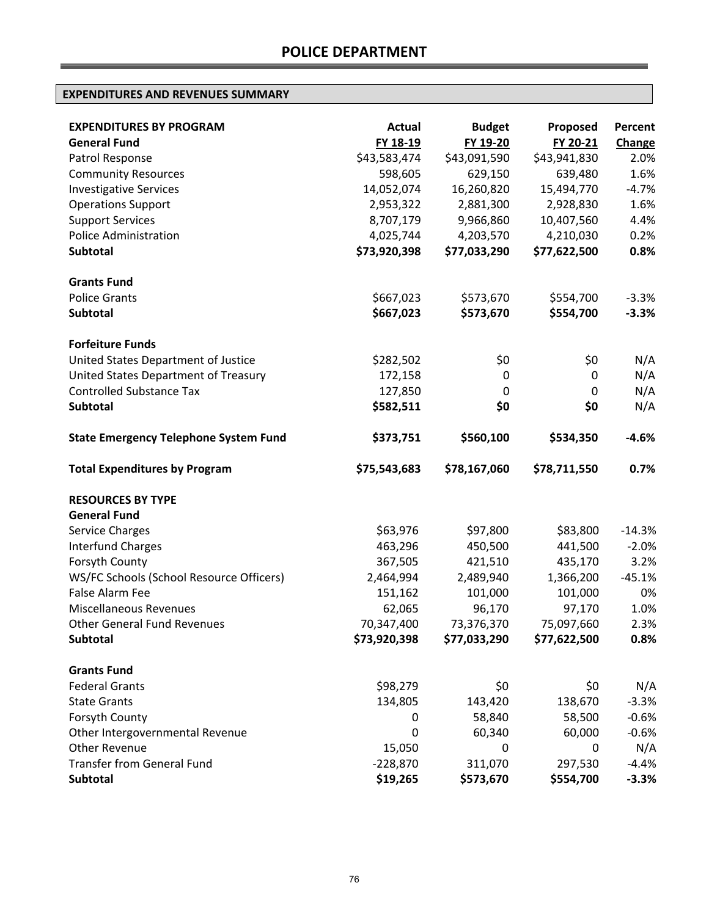# POLICE DEPARTMENT

## EXPENDITURES AND REVENUES SUMMARY

| **EXPENDITURES BY PROGRAM** | **Actual** | **Budget** | **Proposed** | **Percent** |
|---|---|---|---|---|
| **General Fund** | **FY 18-19** | **FY 19-20** | **FY 20-21** | **Change** |
| Patrol Response | $43,583,474 | $43,091,590 | $43,941,830 | 2.0% |
| Community Resources | 598,605 | 629,150 | 639,480 | 1.6% |
| Investigative Services | 14,052,074 | 16,260,820 | 15,494,770 | -4.7% |
| Operations Support | 2,953,322 | 2,881,300 | 2,928,830 | 1.6% |
| Support Services | 8,707,179 | 9,966,860 | 10,407,560 | 4.4% |
| Police Administration | 4,025,744 | 4,203,570 | 4,210,030 | 0.2% |
| **Subtotal** | **$73,920,398** | **$77,033,290** | **$77,622,500** | **0.8%** |
| | | | | |
| **Grants Fund** | | | | |
| Police Grants | $667,023 | $573,670 | $554,700 | -3.3% |
| **Subtotal** | **$667,023** | **$573,670** | **$554,700** | **-3.3%** |
| | | | | |
| **Forfeiture Funds** | | | | |
| United States Department of Justice | $282,502 | $0 | $0 | N/A |
| United States Department of Treasury | 172,158 | 0 | 0 | N/A |
| Controlled Substance Tax | 127,850 | 0 | 0 | N/A |
| **Subtotal** | **$582,511** | **$0** | **$0** | N/A |
| | | | | |
| **State Emergency Telephone System Fund** | **$373,751** | **$560,100** | **$534,350** | **-4.6%** |
| | | | | |
| **Total Expenditures by Program** | **$75,543,683** | **$78,167,060** | **$78,711,550** | **0.7%** |
| | | | | |
| **RESOURCES BY TYPE** | | | | |
| **General Fund** | | | | |
| Service Charges | $63,976 | $97,800 | $83,800 | -14.3% |
| Interfund Charges | 463,296 | 450,500 | 441,500 | -2.0% |
| Forsyth County | 367,505 | 421,510 | 435,170 | 3.2% |
| WS/FC Schools (School Resource Officers) | 2,464,994 | 2,489,940 | 1,366,200 | -45.1% |
| False Alarm Fee | 151,162 | 101,000 | 101,000 | 0% |
| Miscellaneous Revenues | 62,065 | 96,170 | 97,170 | 1.0% |
| Other General Fund Revenues | 70,347,400 | 73,376,370 | 75,097,660 | 2.3% |
| **Subtotal** | **$73,920,398** | **$77,033,290** | **$77,622,500** | **0.8%** |
| | | | | |
| **Grants Fund** | | | | |
| Federal Grants | $98,279 | $0 | $0 | N/A |
| State Grants | 134,805 | 143,420 | 138,670 | -3.3% |
| Forsyth County | 0 | 58,840 | 58,500 | -0.6% |
| Other Intergovernmental Revenue | 0 | 60,340 | 60,000 | -0.6% |
| Other Revenue | 15,050 | 0 | 0 | N/A |
| Transfer from General Fund | -228,870 | 311,070 | 297,530 | -4.4% |
| **Subtotal** | **$19,265** | **$573,670** | **$554,700** | **-3.3%** |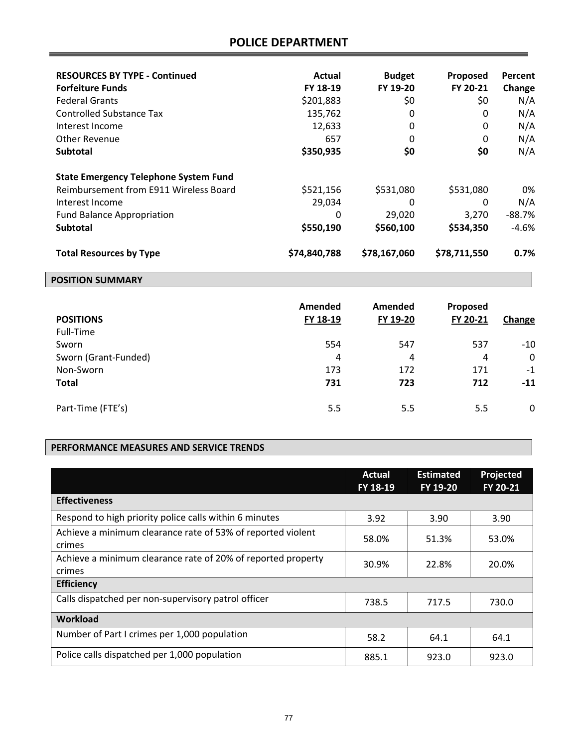## POLICE DEPARTMENT

| RESOURCES BY TYPE - Continued | Actual | Budget | Proposed | Percent |
|---|---|---|---|---|
| **Forfeiture Funds** | FY 18-19 | FY 19-20 | FY 20-21 | Change |
| Federal Grants | $201,883 | $0 | $0 | N/A |
| Controlled Substance Tax | 135,762 | 0 | 0 | N/A |
| Interest Income | 12,633 | 0 | 0 | N/A |
| Other Revenue | 657 | 0 | 0 | N/A |
| **Subtotal** | **$350,935** | **$0** | **$0** | N/A |
| | | | | |
| **State Emergency Telephone System Fund** | | | | |
| Reimbursement from E911 Wireless Board | $521,156 | $531,080 | $531,080 | 0% |
| Interest Income | 29,034 | 0 | 0 | N/A |
| Fund Balance Appropriation | 0 | 29,020 | 3,270 | -88.7% |
| **Subtotal** | **$550,190** | **$560,100** | **$534,350** | -4.6% |
| | | | | |
| **Total Resources by Type** | **$74,840,788** | **$78,167,060** | **$78,711,550** | **0.7%** |

### POSITION SUMMARY

| POSITIONS | Amended FY 18-19 | Amended FY 19-20 | Proposed FY 20-21 | Change |
|---|---|---|---|---|
| Full-Time | | | | |
| Sworn | 554 | 547 | 537 | -10 |
| Sworn (Grant-Funded) | 4 | 4 | 4 | 0 |
| Non-Sworn | 173 | 172 | 171 | -1 |
| **Total** | **731** | **723** | **712** | **-11** |
| | | | | |
| Part-Time (FTE's) | 5.5 | 5.5 | 5.5 | 0 |

### PERFORMANCE MEASURES AND SERVICE TRENDS

| | Actual FY 18-19 | Estimated FY 19-20 | Projected FY 20-21 |
|---|---|---|---|
| **Effectiveness** | | | |
| Respond to high priority police calls within 6 minutes | 3.92 | 3.90 | 3.90 |
| Achieve a minimum clearance rate of 53% of reported violent crimes | 58.0% | 51.3% | 53.0% |
| Achieve a minimum clearance rate of 20% of reported property crimes | 30.9% | 22.8% | 20.0% |
| **Efficiency** | | | |
| Calls dispatched per non-supervisory patrol officer | 738.5 | 717.5 | 730.0 |
| **Workload** | | | |
| Number of Part I crimes per 1,000 population | 58.2 | 64.1 | 64.1 |
| Police calls dispatched per 1,000 population | 885.1 | 923.0 | 923.0 |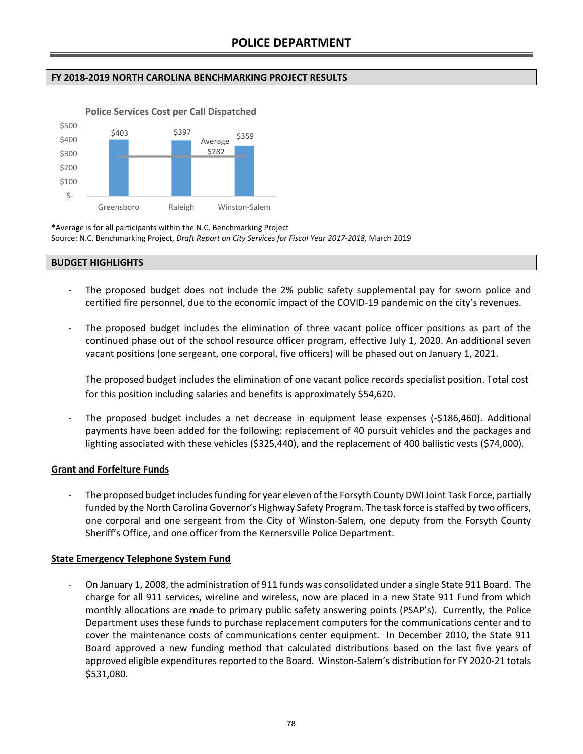# POLICE DEPARTMENT

## FY 2018-2019 NORTH CAROLINA BENCHMARKING PROJECT RESULTS

**Police Services Cost per Call Dispatched**

| City | Cost per Call Dispatched |
|---|---|
| Greensboro | $403 |
| Raleigh | $397 |
| Winston-Salem | $359 |
| Average | $282 |

*Average is for all participants within the N.C. Benchmarking Project
Source: N.C. Benchmarking Project, *Draft Report on City Services for Fiscal Year 2017-2018,* March 2019

## BUDGET HIGHLIGHTS

- The proposed budget does not include the 2% public safety supplemental pay for sworn police and certified fire personnel, due to the economic impact of the COVID-19 pandemic on the city's revenues.

- The proposed budget includes the elimination of three vacant police officer positions as part of the continued phase out of the school resource officer program, effective July 1, 2020. An additional seven vacant positions (one sergeant, one corporal, five officers) will be phased out on January 1, 2021.

  The proposed budget includes the elimination of one vacant police records specialist position. Total cost for this position including salaries and benefits is approximately $54,620.

- The proposed budget includes a net decrease in equipment lease expenses (-$186,460). Additional payments have been added for the following: replacement of 40 pursuit vehicles and the packages and lighting associated with these vehicles ($325,440), and the replacement of 400 ballistic vests ($74,000).

### Grant and Forfeiture Funds

- The proposed budget includes funding for year eleven of the Forsyth County DWI Joint Task Force, partially funded by the North Carolina Governor's Highway Safety Program. The task force is staffed by two officers, one corporal and one sergeant from the City of Winston-Salem, one deputy from the Forsyth County Sheriff's Office, and one officer from the Kernersville Police Department.

### State Emergency Telephone System Fund

- On January 1, 2008, the administration of 911 funds was consolidated under a single State 911 Board. The charge for all 911 services, wireline and wireless, now are placed in a new State 911 Fund from which monthly allocations are made to primary public safety answering points (PSAP's). Currently, the Police Department uses these funds to purchase replacement computers for the communications center and to cover the maintenance costs of communications center equipment. In December 2010, the State 911 Board approved a new funding method that calculated distributions based on the last five years of approved eligible expenditures reported to the Board. Winston-Salem's distribution for FY 2020-21 totals $531,080.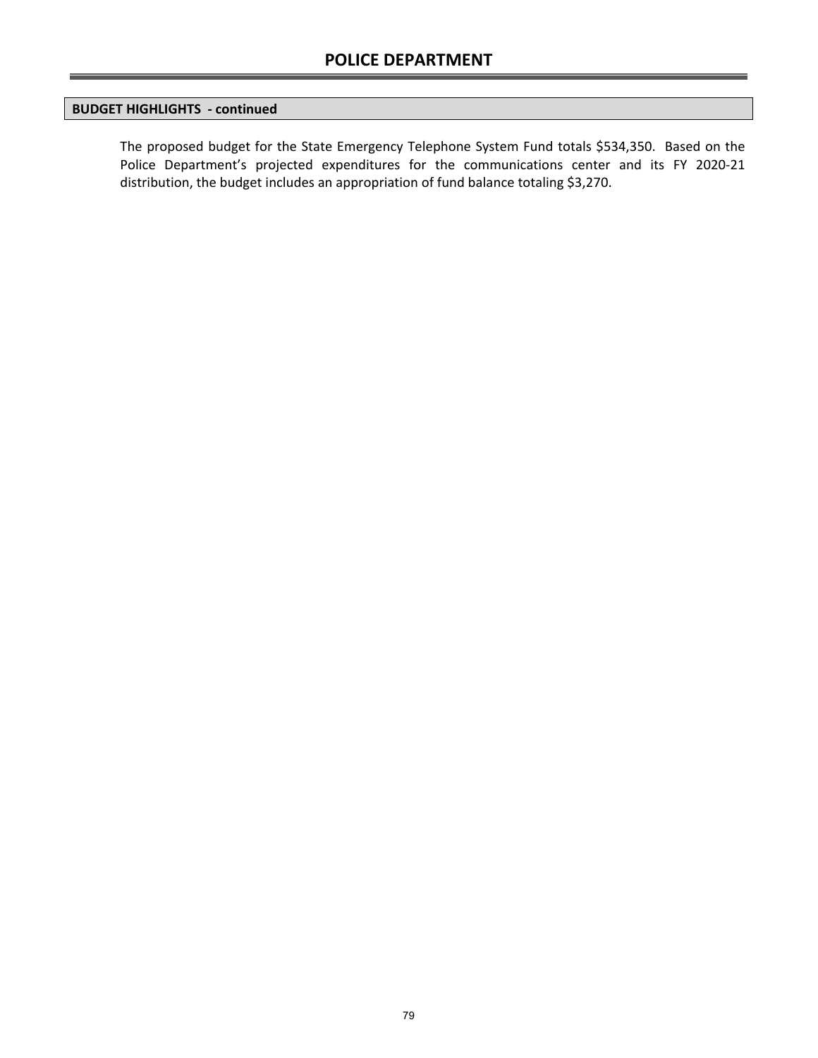## BUDGET HIGHLIGHTS - continued

The proposed budget for the State Emergency Telephone System Fund totals $534,350. Based on the Police Department's projected expenditures for the communications center and its FY 2020-21 distribution, the budget includes an appropriation of fund balance totaling $3,270.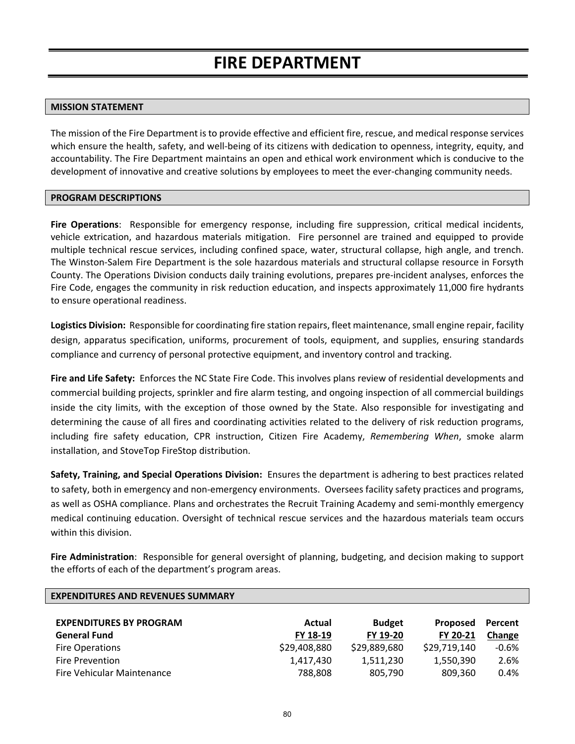# FIRE DEPARTMENT

## MISSION STATEMENT

The mission of the Fire Department is to provide effective and efficient fire, rescue, and medical response services which ensure the health, safety, and well-being of its citizens with dedication to openness, integrity, equity, and accountability. The Fire Department maintains an open and ethical work environment which is conducive to the development of innovative and creative solutions by employees to meet the ever-changing community needs.

## PROGRAM DESCRIPTIONS

**Fire Operations**: Responsible for emergency response, including fire suppression, critical medical incidents, vehicle extrication, and hazardous materials mitigation. Fire personnel are trained and equipped to provide multiple technical rescue services, including confined space, water, structural collapse, high angle, and trench. The Winston-Salem Fire Department is the sole hazardous materials and structural collapse resource in Forsyth County. The Operations Division conducts daily training evolutions, prepares pre-incident analyses, enforces the Fire Code, engages the community in risk reduction education, and inspects approximately 11,000 fire hydrants to ensure operational readiness.

**Logistics Division:** Responsible for coordinating fire station repairs, fleet maintenance, small engine repair, facility design, apparatus specification, uniforms, procurement of tools, equipment, and supplies, ensuring standards compliance and currency of personal protective equipment, and inventory control and tracking.

**Fire and Life Safety:** Enforces the NC State Fire Code. This involves plans review of residential developments and commercial building projects, sprinkler and fire alarm testing, and ongoing inspection of all commercial buildings inside the city limits, with the exception of those owned by the State. Also responsible for investigating and determining the cause of all fires and coordinating activities related to the delivery of risk reduction programs, including fire safety education, CPR instruction, Citizen Fire Academy, *Remembering When*, smoke alarm installation, and StoveTop FireStop distribution.

**Safety, Training, and Special Operations Division:** Ensures the department is adhering to best practices related to safety, both in emergency and non-emergency environments. Oversees facility safety practices and programs, as well as OSHA compliance. Plans and orchestrates the Recruit Training Academy and semi-monthly emergency medical continuing education. Oversight of technical rescue services and the hazardous materials team occurs within this division.

**Fire Administration**: Responsible for general oversight of planning, budgeting, and decision making to support the efforts of each of the department's program areas.

## EXPENDITURES AND REVENUES SUMMARY

| EXPENDITURES BY PROGRAM General Fund | Actual FY 18-19 | Budget FY 19-20 | Proposed FY 20-21 | Percent Change |
|---|---|---|---|---|
| Fire Operations | $29,408,880 | $29,889,680 | $29,719,140 | -0.6% |
| Fire Prevention | 1,417,430 | 1,511,230 | 1,550,390 | 2.6% |
| Fire Vehicular Maintenance | 788,808 | 805,790 | 809,360 | 0.4% |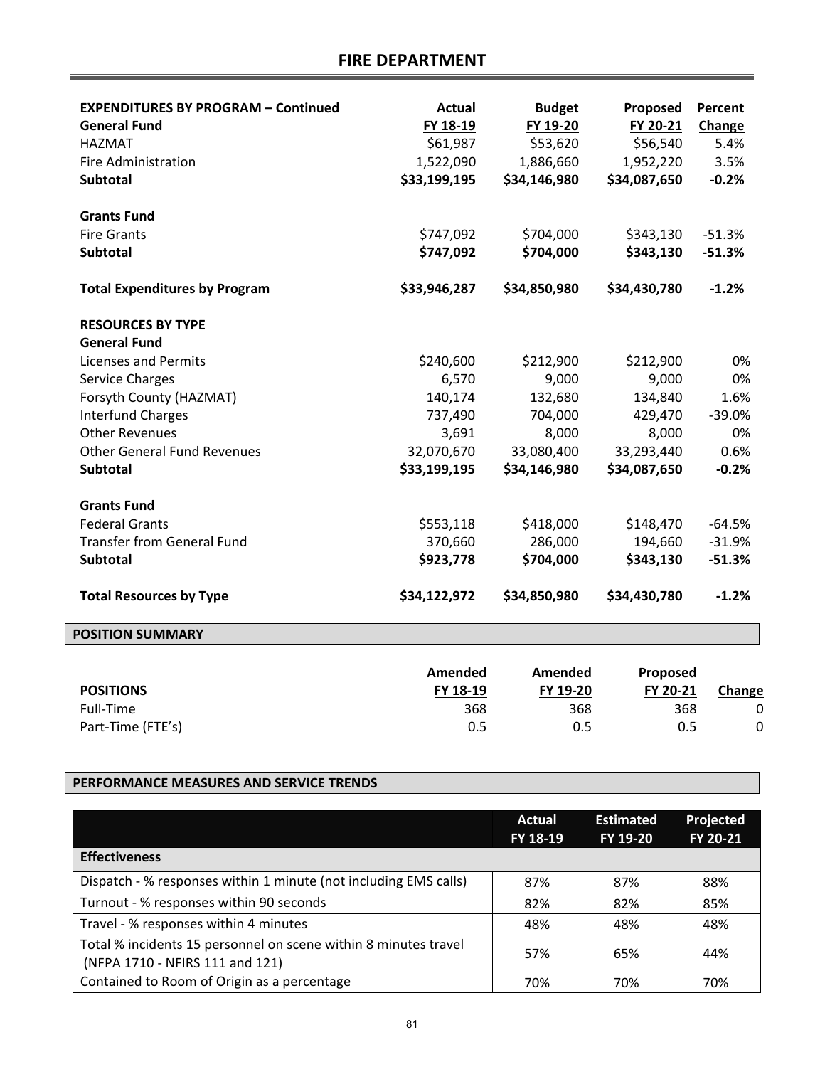# FIRE DEPARTMENT

| EXPENDITURES BY PROGRAM – Continued | Actual | Budget | Proposed | Percent |
|---|---|---|---|---|
| **General Fund** | **FY 18-19** | **FY 19-20** | **FY 20-21** | **Change** |
| HAZMAT | $61,987 | $53,620 | $56,540 | 5.4% |
| Fire Administration | 1,522,090 | 1,886,660 | 1,952,220 | 3.5% |
| **Subtotal** | **$33,199,195** | **$34,146,980** | **$34,087,650** | **-0.2%** |
| | | | | |
| **Grants Fund** | | | | |
| Fire Grants | $747,092 | $704,000 | $343,130 | -51.3% |
| **Subtotal** | **$747,092** | **$704,000** | **$343,130** | **-51.3%** |
| | | | | |
| **Total Expenditures by Program** | **$33,946,287** | **$34,850,980** | **$34,430,780** | **-1.2%** |
| | | | | |
| **RESOURCES BY TYPE** | | | | |
| **General Fund** | | | | |
| Licenses and Permits | $240,600 | $212,900 | $212,900 | 0% |
| Service Charges | 6,570 | 9,000 | 9,000 | 0% |
| Forsyth County (HAZMAT) | 140,174 | 132,680 | 134,840 | 1.6% |
| Interfund Charges | 737,490 | 704,000 | 429,470 | -39.0% |
| Other Revenues | 3,691 | 8,000 | 8,000 | 0% |
| Other General Fund Revenues | 32,070,670 | 33,080,400 | 33,293,440 | 0.6% |
| **Subtotal** | **$33,199,195** | **$34,146,980** | **$34,087,650** | **-0.2%** |
| | | | | |
| **Grants Fund** | | | | |
| Federal Grants | $553,118 | $418,000 | $148,470 | -64.5% |
| Transfer from General Fund | 370,660 | 286,000 | 194,660 | -31.9% |
| **Subtotal** | **$923,778** | **$704,000** | **$343,130** | **-51.3%** |
| | | | | |
| **Total Resources by Type** | **$34,122,972** | **$34,850,980** | **$34,430,780** | **-1.2%** |

## POSITION SUMMARY

| POSITIONS | Amended FY 18-19 | Amended FY 19-20 | Proposed FY 20-21 | Change |
|---|---|---|---|---|
| Full-Time | 368 | 368 | 368 | 0 |
| Part-Time (FTE's) | 0.5 | 0.5 | 0.5 | 0 |

## PERFORMANCE MEASURES AND SERVICE TRENDS

| | Actual FY 18-19 | Estimated FY 19-20 | Projected FY 20-21 |
|---|---|---|---|
| **Effectiveness** | | | |
| Dispatch - % responses within 1 minute (not including EMS calls) | 87% | 87% | 88% |
| Turnout - % responses within 90 seconds | 82% | 82% | 85% |
| Travel - % responses within 4 minutes | 48% | 48% | 48% |
| Total % incidents 15 personnel on scene within 8 minutes travel (NFPA 1710 - NFIRS 111 and 121) | 57% | 65% | 44% |
| Contained to Room of Origin as a percentage | 70% | 70% | 70% |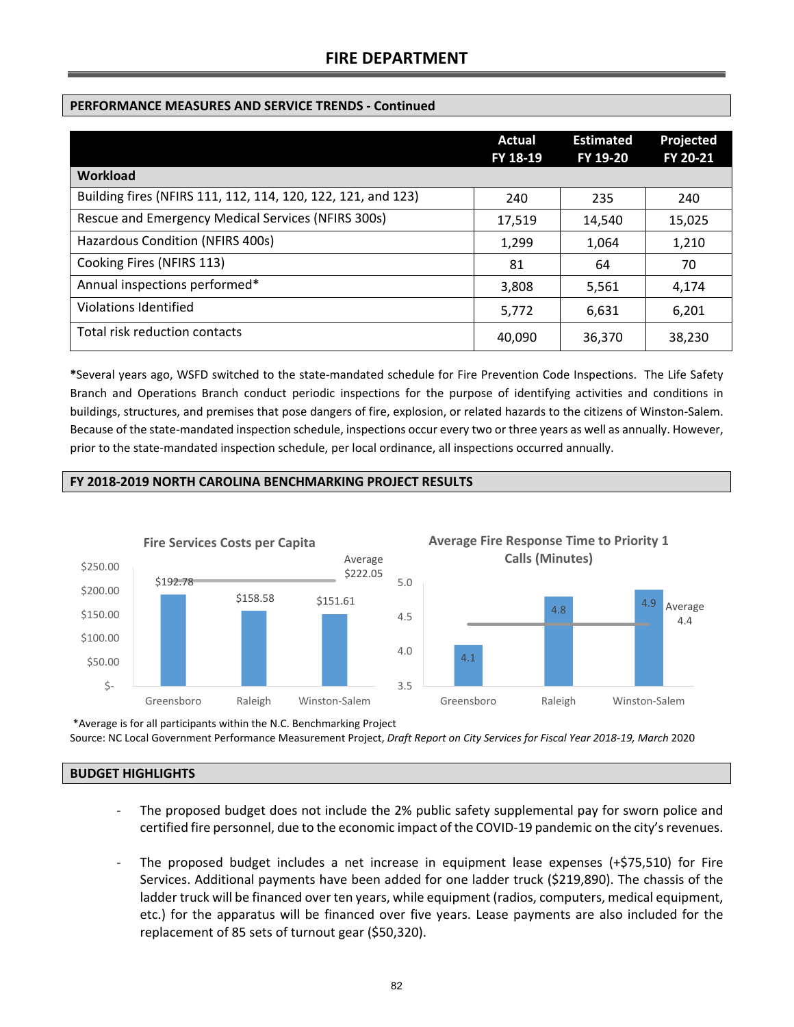## PERFORMANCE MEASURES AND SERVICE TRENDS - Continued

| | Actual FY 18-19 | Estimated FY 19-20 | Projected FY 20-21 |
|---|---|---|---|
| **Workload** | | | |
| Building fires (NFIRS 111, 112, 114, 120, 122, 121, and 123) | 240 | 235 | 240 |
| Rescue and Emergency Medical Services (NFIRS 300s) | 17,519 | 14,540 | 15,025 |
| Hazardous Condition (NFIRS 400s) | 1,299 | 1,064 | 1,210 |
| Cooking Fires (NFIRS 113) | 81 | 64 | 70 |
| Annual inspections performed* | 3,808 | 5,561 | 4,174 |
| Violations Identified | 5,772 | 6,631 | 6,201 |
| Total risk reduction contacts | 40,090 | 36,370 | 38,230 |

***Several years ago, WSFD switched to the state-mandated schedule for Fire Prevention Code Inspections. The Life Safety Branch and Operations Branch conduct periodic inspections for the purpose of identifying activities and conditions in buildings, structures, and premises that pose dangers of fire, explosion, or related hazards to the citizens of Winston-Salem. Because of the state-mandated inspection schedule, inspections occur every two or three years as well as annually. However, prior to the state-mandated inspection schedule, per local ordinance, all inspections occurred annually.

## FY 2018-2019 NORTH CAROLINA BENCHMARKING PROJECT RESULTS

**Fire Services Costs per Capita**

| City | Cost per Capita |
|---|---|
| Greensboro | $192.78 |
| Raleigh | $158.58 |
| Winston-Salem | $151.61 |
| Average | $222.05 |

**Average Fire Response Time to Priority 1 Calls (Minutes)**

| City | Minutes |
|---|---|
| Greensboro | 4.1 |
| Raleigh | 4.8 |
| Winston-Salem | 4.9 |
| Average | 4.4 |

*Average is for all participants within the N.C. Benchmarking Project

Source: NC Local Government Performance Measurement Project, *Draft Report on City Services for Fiscal Year 2018-19, March* 2020

## BUDGET HIGHLIGHTS

- The proposed budget does not include the 2% public safety supplemental pay for sworn police and certified fire personnel, due to the economic impact of the COVID-19 pandemic on the city's revenues.
- The proposed budget includes a net increase in equipment lease expenses (+$75,510) for Fire Services. Additional payments have been added for one ladder truck ($219,890). The chassis of the ladder truck will be financed over ten years, while equipment (radios, computers, medical equipment, etc.) for the apparatus will be financed over five years. Lease payments are also included for the replacement of 85 sets of turnout gear ($50,320).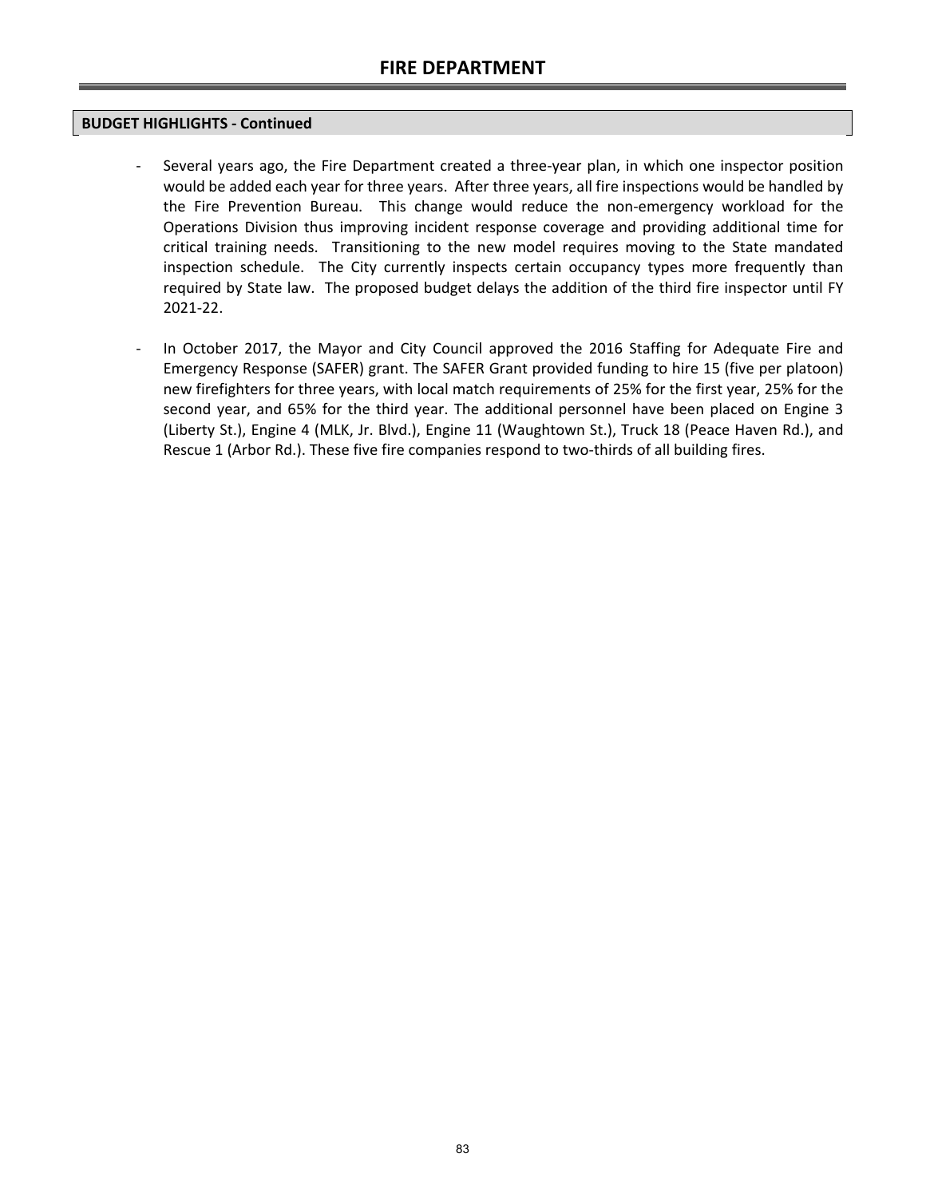# FIRE DEPARTMENT

**BUDGET HIGHLIGHTS - Continued**

- Several years ago, the Fire Department created a three-year plan, in which one inspector position would be added each year for three years. After three years, all fire inspections would be handled by the Fire Prevention Bureau. This change would reduce the non-emergency workload for the Operations Division thus improving incident response coverage and providing additional time for critical training needs. Transitioning to the new model requires moving to the State mandated inspection schedule. The City currently inspects certain occupancy types more frequently than required by State law. The proposed budget delays the addition of the third fire inspector until FY 2021-22.

- In October 2017, the Mayor and City Council approved the 2016 Staffing for Adequate Fire and Emergency Response (SAFER) grant. The SAFER Grant provided funding to hire 15 (five per platoon) new firefighters for three years, with local match requirements of 25% for the first year, 25% for the second year, and 65% for the third year. The additional personnel have been placed on Engine 3 (Liberty St.), Engine 4 (MLK, Jr. Blvd.), Engine 11 (Waughtown St.), Truck 18 (Peace Haven Rd.), and Rescue 1 (Arbor Rd.). These five fire companies respond to two-thirds of all building fires.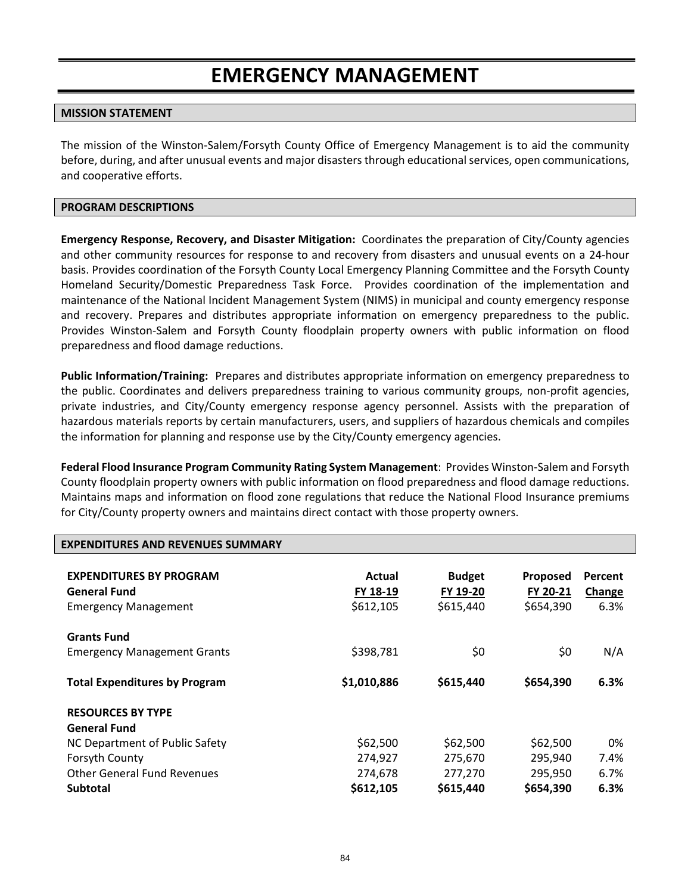# EMERGENCY MANAGEMENT

## MISSION STATEMENT

The mission of the Winston-Salem/Forsyth County Office of Emergency Management is to aid the community before, during, and after unusual events and major disasters through educational services, open communications, and cooperative efforts.

## PROGRAM DESCRIPTIONS

**Emergency Response, Recovery, and Disaster Mitigation:** Coordinates the preparation of City/County agencies and other community resources for response to and recovery from disasters and unusual events on a 24-hour basis. Provides coordination of the Forsyth County Local Emergency Planning Committee and the Forsyth County Homeland Security/Domestic Preparedness Task Force. Provides coordination of the implementation and maintenance of the National Incident Management System (NIMS) in municipal and county emergency response and recovery. Prepares and distributes appropriate information on emergency preparedness to the public. Provides Winston-Salem and Forsyth County floodplain property owners with public information on flood preparedness and flood damage reductions.

**Public Information/Training:** Prepares and distributes appropriate information on emergency preparedness to the public. Coordinates and delivers preparedness training to various community groups, non-profit agencies, private industries, and City/County emergency response agency personnel. Assists with the preparation of hazardous materials reports by certain manufacturers, users, and suppliers of hazardous chemicals and compiles the information for planning and response use by the City/County emergency agencies.

**Federal Flood Insurance Program Community Rating System Management**: Provides Winston-Salem and Forsyth County floodplain property owners with public information on flood preparedness and flood damage reductions. Maintains maps and information on flood zone regulations that reduce the National Flood Insurance premiums for City/County property owners and maintains direct contact with those property owners.

## EXPENDITURES AND REVENUES SUMMARY

| **EXPENDITURES BY PROGRAM** | **Actual** | **Budget** | **Proposed** | **Percent** |
|---|---|---|---|---|
| **General Fund** | **FY 18-19** | **FY 19-20** | **FY 20-21** | **Change** |
| Emergency Management | $612,105 | $615,440 | $654,390 | 6.3% |
| **Grants Fund** | | | | |
| Emergency Management Grants | $398,781 | $0 | $0 | N/A |
| **Total Expenditures by Program** | **$1,010,886** | **$615,440** | **$654,390** | **6.3%** |
| **RESOURCES BY TYPE** | | | | |
| **General Fund** | | | | |
| NC Department of Public Safety | $62,500 | $62,500 | $62,500 | 0% |
| Forsyth County | 274,927 | 275,670 | 295,940 | 7.4% |
| Other General Fund Revenues | 274,678 | 277,270 | 295,950 | 6.7% |
| **Subtotal** | **$612,105** | **$615,440** | **$654,390** | **6.3%** |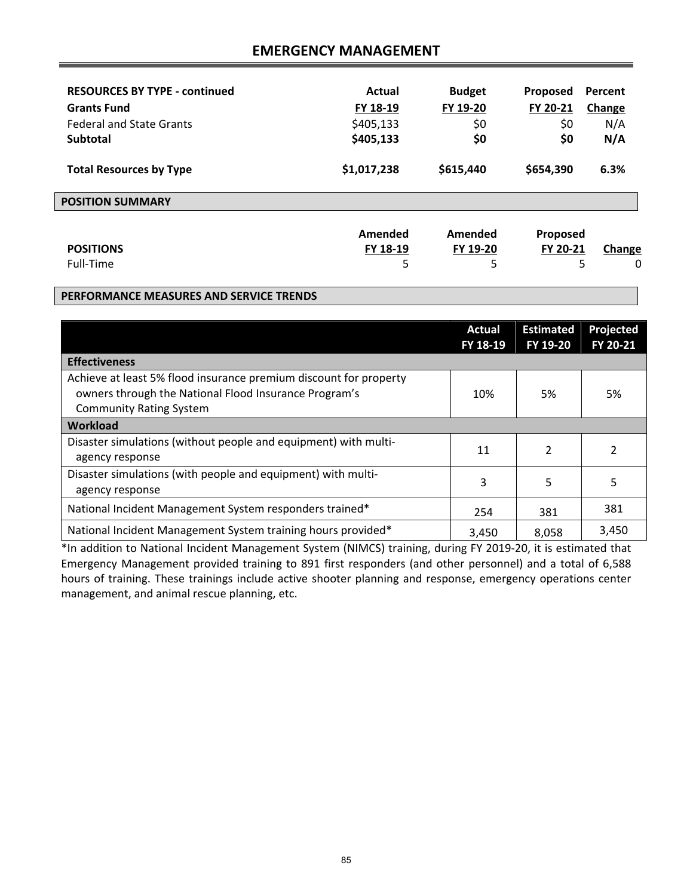# EMERGENCY MANAGEMENT

| RESOURCES BY TYPE - continued | Actual | Budget | Proposed | Percent |
|---|---|---|---|---|
| **Grants Fund** | FY 18-19 | FY 19-20 | FY 20-21 | Change |
| Federal and State Grants | $405,133 | $0 | $0 | N/A |
| **Subtotal** | **$405,133** | **$0** | **$0** | **N/A** |
| **Total Resources by Type** | **$1,017,238** | **$615,440** | **$654,390** | **6.3%** |

## POSITION SUMMARY

| POSITIONS | Amended FY 18-19 | Amended FY 19-20 | Proposed FY 20-21 | Change |
|---|---|---|---|---|
| Full-Time | 5 | 5 | 5 | 0 |

## PERFORMANCE MEASURES AND SERVICE TRENDS

| | Actual FY 18-19 | Estimated FY 19-20 | Projected FY 20-21 |
|---|---|---|---|
| **Effectiveness** | | | |
| Achieve at least 5% flood insurance premium discount for property owners through the National Flood Insurance Program's Community Rating System | 10% | 5% | 5% |
| **Workload** | | | |
| Disaster simulations (without people and equipment) with multi-agency response | 11 | 2 | 2 |
| Disaster simulations (with people and equipment) with multi-agency response | 3 | 5 | 5 |
| National Incident Management System responders trained* | 254 | 381 | 381 |
| National Incident Management System training hours provided* | 3,450 | 8,058 | 3,450 |

*In addition to National Incident Management System (NIMCS) training, during FY 2019-20, it is estimated that Emergency Management provided training to 891 first responders (and other personnel) and a total of 6,588 hours of training. These trainings include active shooter planning and response, emergency operations center management, and animal rescue planning, etc.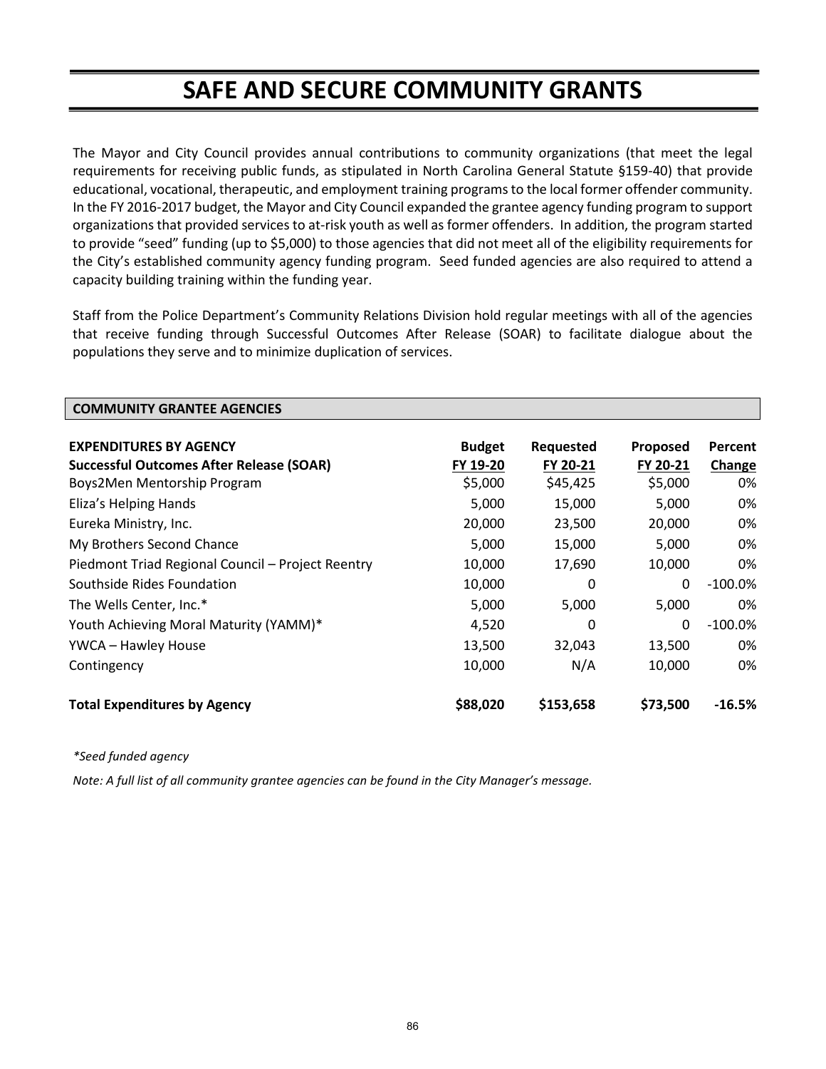# SAFE AND SECURE COMMUNITY GRANTS

The Mayor and City Council provides annual contributions to community organizations (that meet the legal requirements for receiving public funds, as stipulated in North Carolina General Statute §159-40) that provide educational, vocational, therapeutic, and employment training programs to the local former offender community. In the FY 2016-2017 budget, the Mayor and City Council expanded the grantee agency funding program to support organizations that provided services to at-risk youth as well as former offenders. In addition, the program started to provide "seed" funding (up to $5,000) to those agencies that did not meet all of the eligibility requirements for the City's established community agency funding program. Seed funded agencies are also required to attend a capacity building training within the funding year.

Staff from the Police Department's Community Relations Division hold regular meetings with all of the agencies that receive funding through Successful Outcomes After Release (SOAR) to facilitate dialogue about the populations they serve and to minimize duplication of services.

## COMMUNITY GRANTEE AGENCIES

| EXPENDITURES BY AGENCY<br>Successful Outcomes After Release (SOAR) | Budget<br>FY 19-20 | Requested<br>FY 20-21 | Proposed<br>FY 20-21 | Percent<br>Change |
|---|---|---|---|---|
| Boys2Men Mentorship Program | $5,000 | $45,425 | $5,000 | 0% |
| Eliza's Helping Hands | 5,000 | 15,000 | 5,000 | 0% |
| Eureka Ministry, Inc. | 20,000 | 23,500 | 20,000 | 0% |
| My Brothers Second Chance | 5,000 | 15,000 | 5,000 | 0% |
| Piedmont Triad Regional Council – Project Reentry | 10,000 | 17,690 | 10,000 | 0% |
| Southside Rides Foundation | 10,000 | 0 | 0 | -100.0% |
| The Wells Center, Inc.* | 5,000 | 5,000 | 5,000 | 0% |
| Youth Achieving Moral Maturity (YAMM)* | 4,520 | 0 | 0 | -100.0% |
| YWCA – Hawley House | 13,500 | 32,043 | 13,500 | 0% |
| Contingency | 10,000 | N/A | 10,000 | 0% |
| **Total Expenditures by Agency** | **$88,020** | **$153,658** | **$73,500** | **-16.5%** |

*\*Seed funded agency*

*Note: A full list of all community grantee agencies can be found in the City Manager's message.*